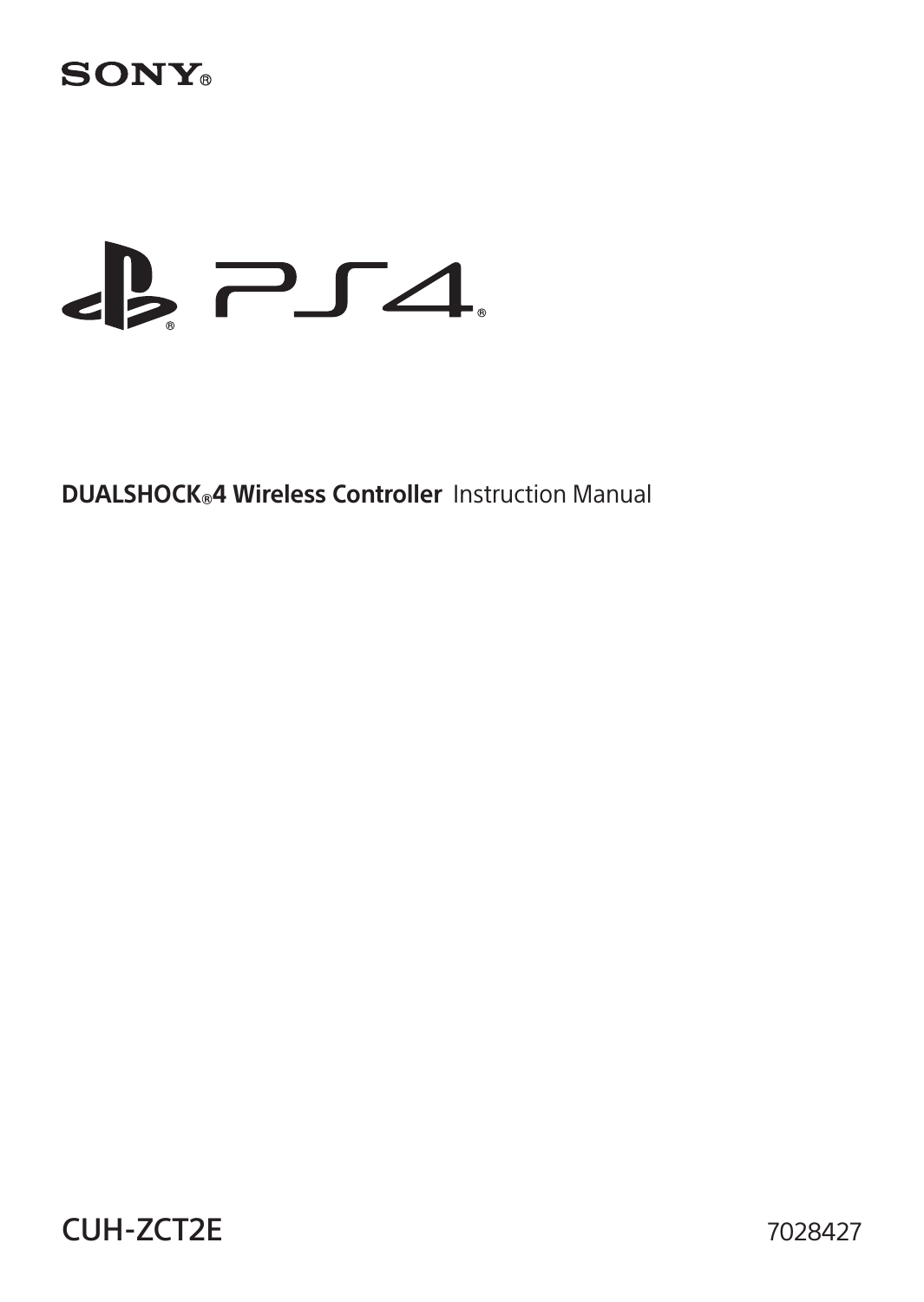SONY®

PS4®

**DUALSHOCK®4 Wireless Controller** Instruction Manual

CUH-ZCT2E

7028427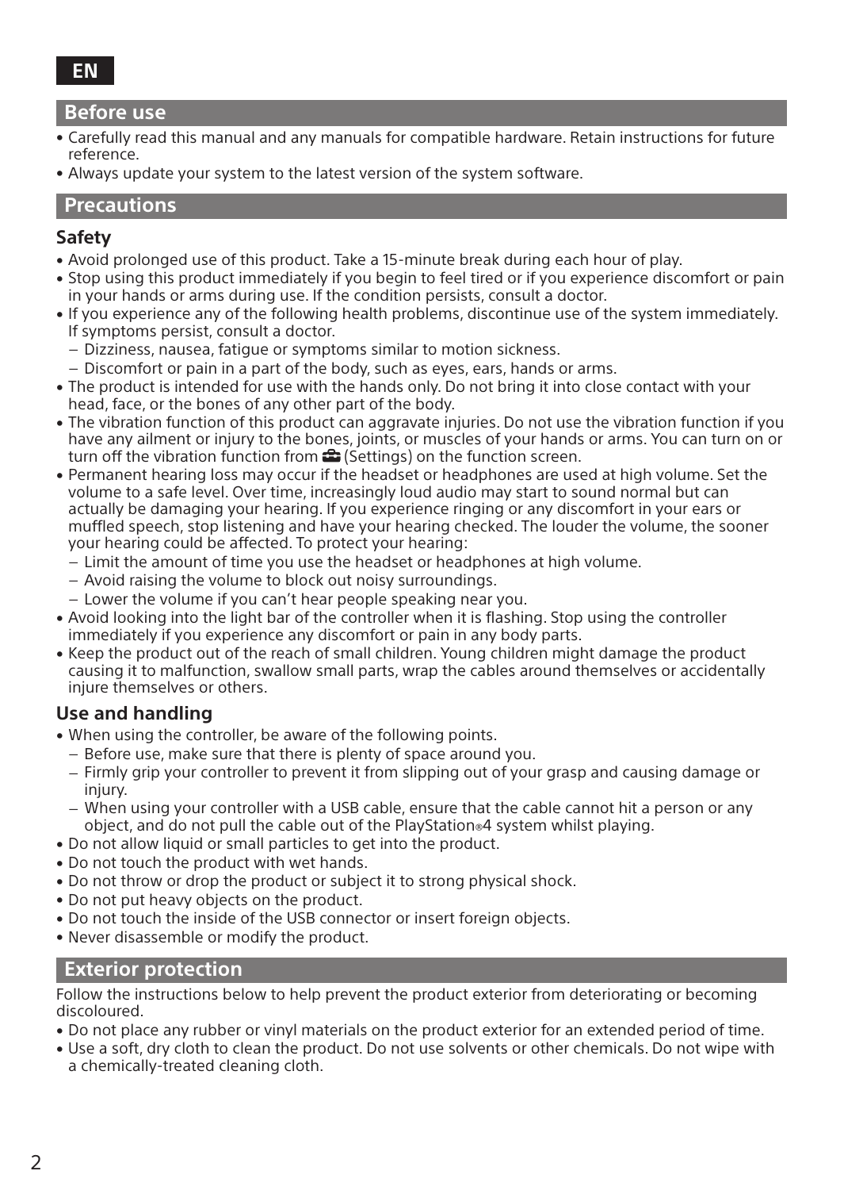EN

## Before use

- Carefully read this manual and any manuals for compatible hardware. Retain instructions for future reference.
- Always update your system to the latest version of the system software.

## Precautions

### Safety

- Avoid prolonged use of this product. Take a 15-minute break during each hour of play.
- Stop using this product immediately if you begin to feel tired or if you experience discomfort or pain in your hands or arms during use. If the condition persists, consult a doctor.
- If you experience any of the following health problems, discontinue use of the system immediately. If symptoms persist, consult a doctor.
  - Dizziness, nausea, fatigue or symptoms similar to motion sickness.
  - Discomfort or pain in a part of the body, such as eyes, ears, hands or arms.
- The product is intended for use with the hands only. Do not bring it into close contact with your head, face, or the bones of any other part of the body.
- The vibration function of this product can aggravate injuries. Do not use the vibration function if you have any ailment or injury to the bones, joints, or muscles of your hands or arms. You can turn on or turn off the vibration function from (Settings) on the function screen.
- Permanent hearing loss may occur if the headset or headphones are used at high volume. Set the volume to a safe level. Over time, increasingly loud audio may start to sound normal but can actually be damaging your hearing. If you experience ringing or any discomfort in your ears or muffled speech, stop listening and have your hearing checked. The louder the volume, the sooner your hearing could be affected. To protect your hearing:
  - Limit the amount of time you use the headset or headphones at high volume.
  - Avoid raising the volume to block out noisy surroundings.
  - Lower the volume if you can't hear people speaking near you.
- Avoid looking into the light bar of the controller when it is flashing. Stop using the controller immediately if you experience any discomfort or pain in any body parts.
- Keep the product out of the reach of small children. Young children might damage the product causing it to malfunction, swallow small parts, wrap the cables around themselves or accidentally injure themselves or others.

### Use and handling

- When using the controller, be aware of the following points.
  - Before use, make sure that there is plenty of space around you.
  - Firmly grip your controller to prevent it from slipping out of your grasp and causing damage or injury.
  - When using your controller with a USB cable, ensure that the cable cannot hit a person or any object, and do not pull the cable out of the PlayStation®4 system whilst playing.
- Do not allow liquid or small particles to get into the product.
- Do not touch the product with wet hands.
- Do not throw or drop the product or subject it to strong physical shock.
- Do not put heavy objects on the product.
- Do not touch the inside of the USB connector or insert foreign objects.
- Never disassemble or modify the product.

## Exterior protection

Follow the instructions below to help prevent the product exterior from deteriorating or becoming discoloured.

- Do not place any rubber or vinyl materials on the product exterior for an extended period of time.
- Use a soft, dry cloth to clean the product. Do not use solvents or other chemicals. Do not wipe with a chemically-treated cleaning cloth.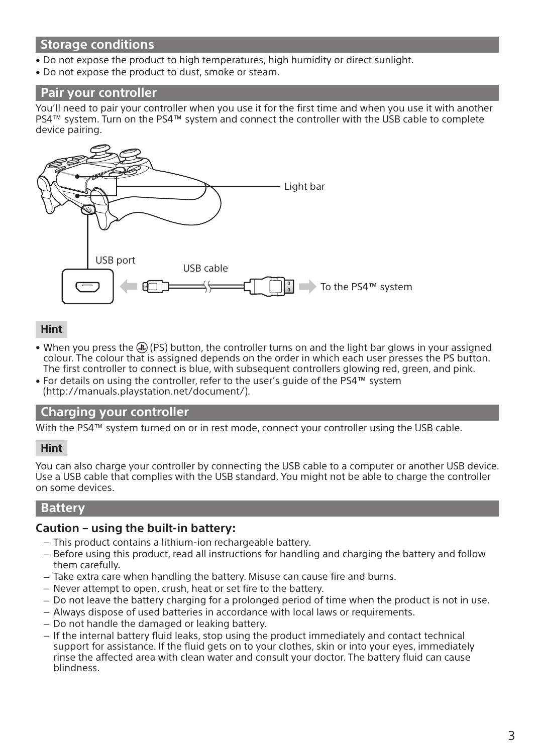## Storage conditions

- Do not expose the product to high temperatures, high humidity or direct sunlight.
- Do not expose the product to dust, smoke or steam.

## Pair your controller

You'll need to pair your controller when you use it for the first time and when you use it with another PS4™ system. Turn on the PS4™ system and connect the controller with the USB cable to complete device pairing.

Light bar

USB port

USB cable

To the PS4™ system

### Hint

- When you press the (PS) button, the controller turns on and the light bar glows in your assigned colour. The colour that is assigned depends on the order in which each user presses the PS button. The first controller to connect is blue, with subsequent controllers glowing red, green, and pink.
- For details on using the controller, refer to the user's guide of the PS4™ system (http://manuals.playstation.net/document/).

## Charging your controller

With the PS4™ system turned on or in rest mode, connect your controller using the USB cable.

### Hint

You can also charge your controller by connecting the USB cable to a computer or another USB device. Use a USB cable that complies with the USB standard. You might not be able to charge the controller on some devices.

## Battery

### Caution – using the built-in battery:

- This product contains a lithium-ion rechargeable battery.
- Before using this product, read all instructions for handling and charging the battery and follow them carefully.
- Take extra care when handling the battery. Misuse can cause fire and burns.
- Never attempt to open, crush, heat or set fire to the battery.
- Do not leave the battery charging for a prolonged period of time when the product is not in use.
- Always dispose of used batteries in accordance with local laws or requirements.
- Do not handle the damaged or leaking battery.
- If the internal battery fluid leaks, stop using the product immediately and contact technical support for assistance. If the fluid gets on to your clothes, skin or into your eyes, immediately rinse the affected area with clean water and consult your doctor. The battery fluid can cause blindness.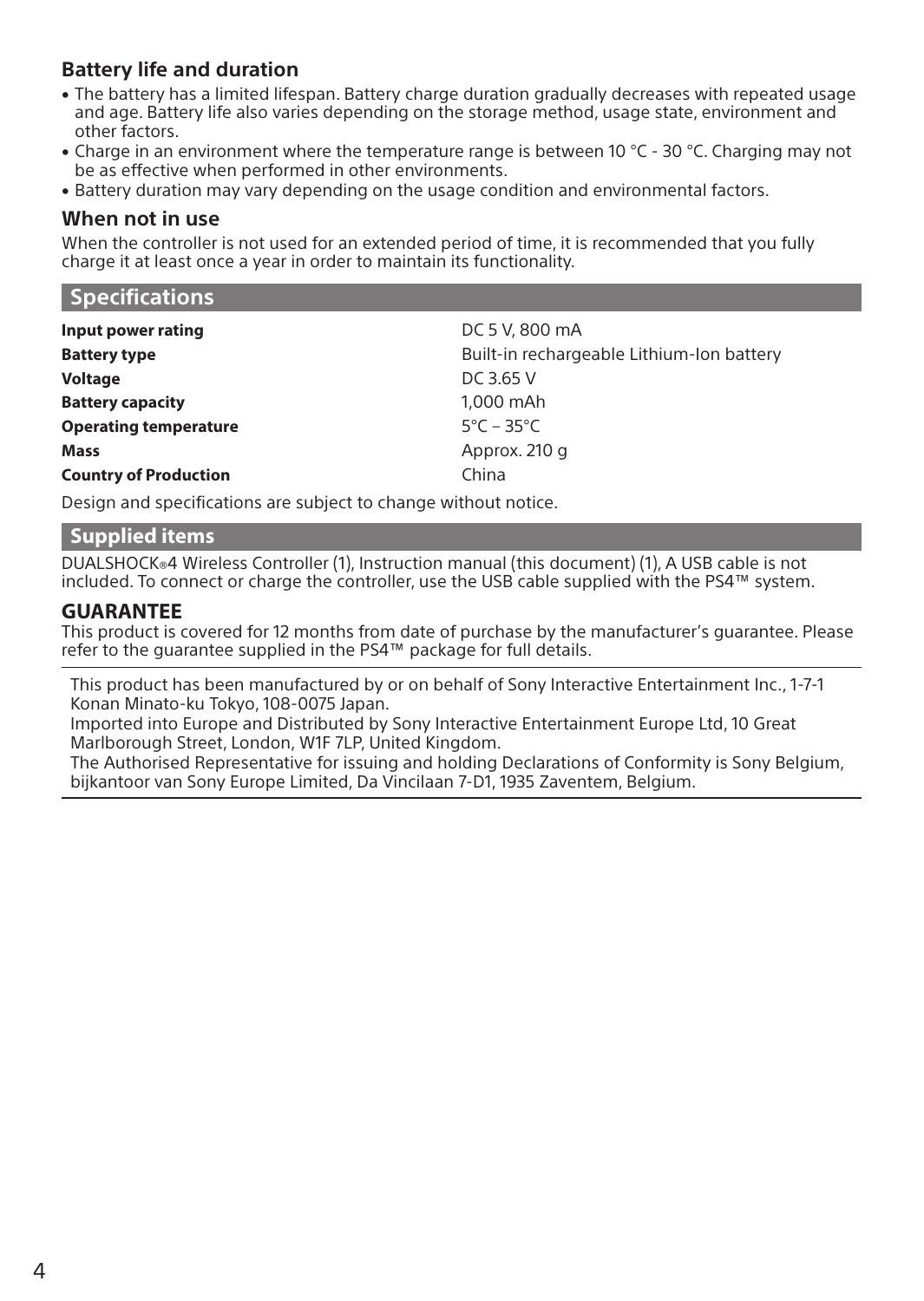### Battery life and duration

- The battery has a limited lifespan. Battery charge duration gradually decreases with repeated usage and age. Battery life also varies depending on the storage method, usage state, environment and other factors.
- Charge in an environment where the temperature range is between 10 °C - 30 °C. Charging may not be as effective when performed in other environments.
- Battery duration may vary depending on the usage condition and environmental factors.

### When not in use

When the controller is not used for an extended period of time, it is recommended that you fully charge it at least once a year in order to maintain its functionality.

## Specifications

| | |
|---|---|
| **Input power rating** | DC 5 V, 800 mA |
| **Battery type** | Built-in rechargeable Lithium-Ion battery |
| **Voltage** | DC 3.65 V |
| **Battery capacity** | 1,000 mAh |
| **Operating temperature** | 5°C – 35°C |
| **Mass** | Approx. 210 g |
| **Country of Production** | China |

Design and specifications are subject to change without notice.

## Supplied items

DUALSHOCK®4 Wireless Controller (1), Instruction manual (this document) (1), A USB cable is not included. To connect or charge the controller, use the USB cable supplied with the PS4™ system.

### GUARANTEE

This product is covered for 12 months from date of purchase by the manufacturer's guarantee. Please refer to the guarantee supplied in the PS4™ package for full details.

This product has been manufactured by or on behalf of Sony Interactive Entertainment Inc., 1-7-1 Konan Minato-ku Tokyo, 108-0075 Japan.
Imported into Europe and Distributed by Sony Interactive Entertainment Europe Ltd, 10 Great Marlborough Street, London, W1F 7LP, United Kingdom.
The Authorised Representative for issuing and holding Declarations of Conformity is Sony Belgium, bijkantoor van Sony Europe Limited, Da Vincilaan 7-D1, 1935 Zaventem, Belgium.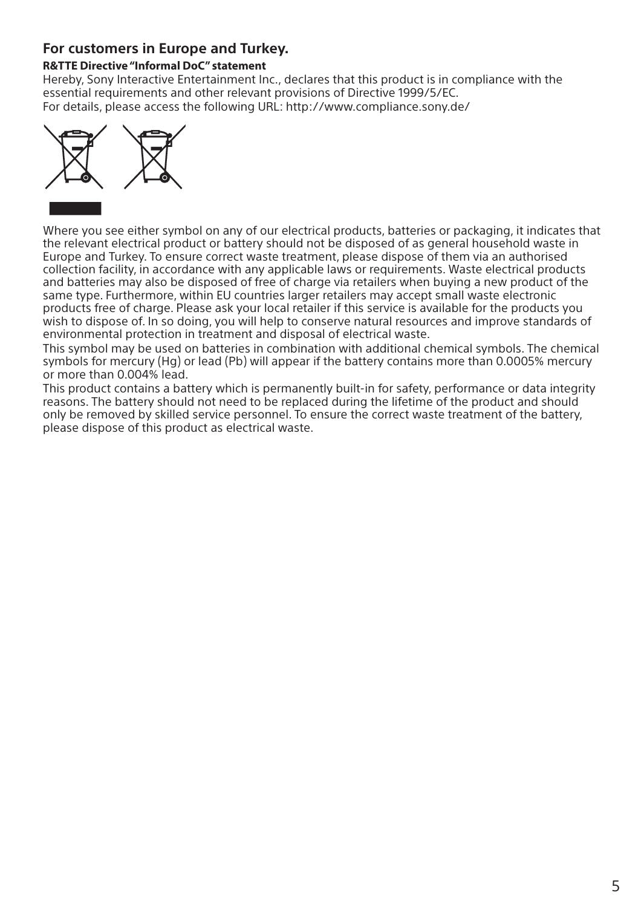## For customers in Europe and Turkey.

**R&TTE Directive "Informal DoC" statement**

Hereby, Sony Interactive Entertainment Inc., declares that this product is in compliance with the essential requirements and other relevant provisions of Directive 1999/5/EC.
For details, please access the following URL: http://www.compliance.sony.de/

Where you see either symbol on any of our electrical products, batteries or packaging, it indicates that the relevant electrical product or battery should not be disposed of as general household waste in Europe and Turkey. To ensure correct waste treatment, please dispose of them via an authorised collection facility, in accordance with any applicable laws or requirements. Waste electrical products and batteries may also be disposed of free of charge via retailers when buying a new product of the same type. Furthermore, within EU countries larger retailers may accept small waste electronic products free of charge. Please ask your local retailer if this service is available for the products you wish to dispose of. In so doing, you will help to conserve natural resources and improve standards of environmental protection in treatment and disposal of electrical waste.

This symbol may be used on batteries in combination with additional chemical symbols. The chemical symbols for mercury (Hg) or lead (Pb) will appear if the battery contains more than 0.0005% mercury or more than 0.004% lead.

This product contains a battery which is permanently built-in for safety, performance or data integrity reasons. The battery should not need to be replaced during the lifetime of the product and should only be removed by skilled service personnel. To ensure the correct waste treatment of the battery, please dispose of this product as electrical waste.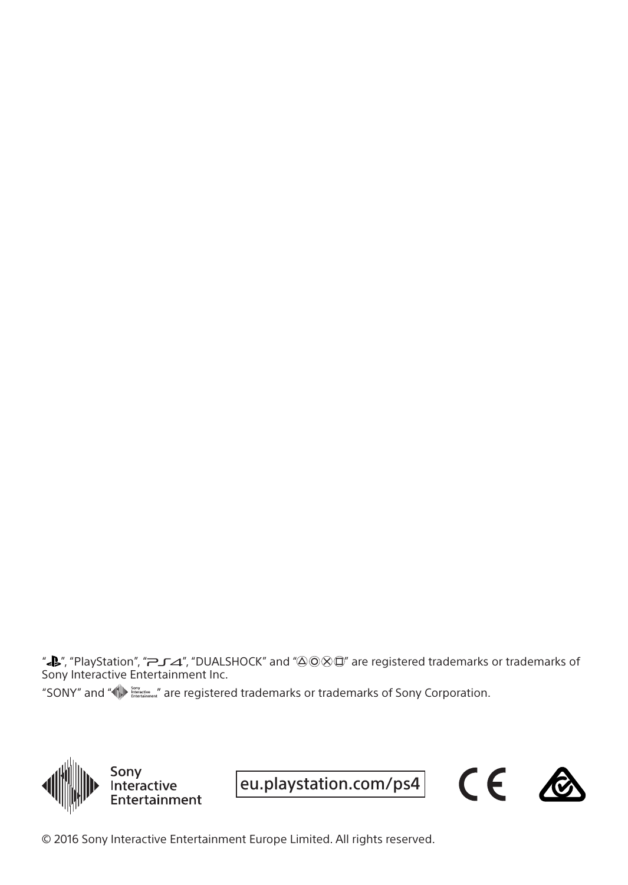"", "PlayStation", "", "DUALSHOCK" and "" are registered trademarks or trademarks of Sony Interactive Entertainment Inc.

"SONY" and "" are registered trademarks or trademarks of Sony Corporation.

Sony Interactive Entertainment

eu.playstation.com/ps4

© 2016 Sony Interactive Entertainment Europe Limited. All rights reserved.